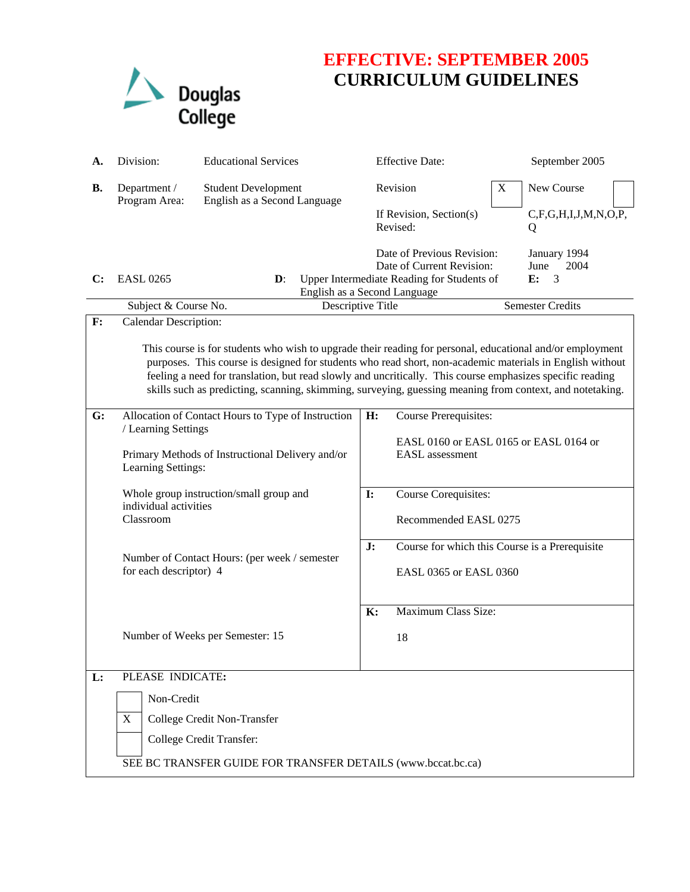Douglas College

# EFFECTIVE: SEPTEMBER 2005
# CURRICULUM GUIDELINES

| | | | | |
|---|---|---|---|---|
| **A.** | Division: | Educational Services | Effective Date: | September 2005 |
| **B.** | Department / Program Area: | Student Development English as a Second Language | Revision [X] | New Course [ ] |
| | | | If Revision, Section(s) Revised: | C,F,G,H,I,J,M,N,O,P, Q |
| | | | Date of Previous Revision: | January 1994 |
| | | | Date of Current Revision: | June 2004 |

| **C:** EASL 0265 | **D:** Upper Intermediate Reading for Students of English as a Second Language | **E:** 3 |
|---|---|---|
| Subject & Course No. | Descriptive Title | Semester Credits |

**F:** Calendar Description:

This course is for students who wish to upgrade their reading for personal, educational and/or employment purposes. This course is designed for students who read short, non-academic materials in English without feeling a need for translation, but read slowly and uncritically. This course emphasizes specific reading skills such as predicting, scanning, skimming, surveying, guessing meaning from context, and notetaking.

**G:** Allocation of Contact Hours to Type of Instruction / Learning Settings

Primary Methods of Instructional Delivery and/or Learning Settings:

Whole group instruction/small group and individual activities
Classroom

Number of Contact Hours: (per week / semester for each descriptor) 4

Number of Weeks per Semester: 15

**H:** Course Prerequisites:

EASL 0160 or EASL 0165 or EASL 0164 or EASL assessment

**I:** Course Corequisites:

Recommended EASL 0275

**J:** Course for which this Course is a Prerequisite

EASL 0365 or EASL 0360

**K:** Maximum Class Size:

18

**L:** PLEASE INDICATE:

- [ ] Non-Credit
- [X] College Credit Non-Transfer
- [ ] College Credit Transfer:

SEE BC TRANSFER GUIDE FOR TRANSFER DETAILS (www.bccat.bc.ca)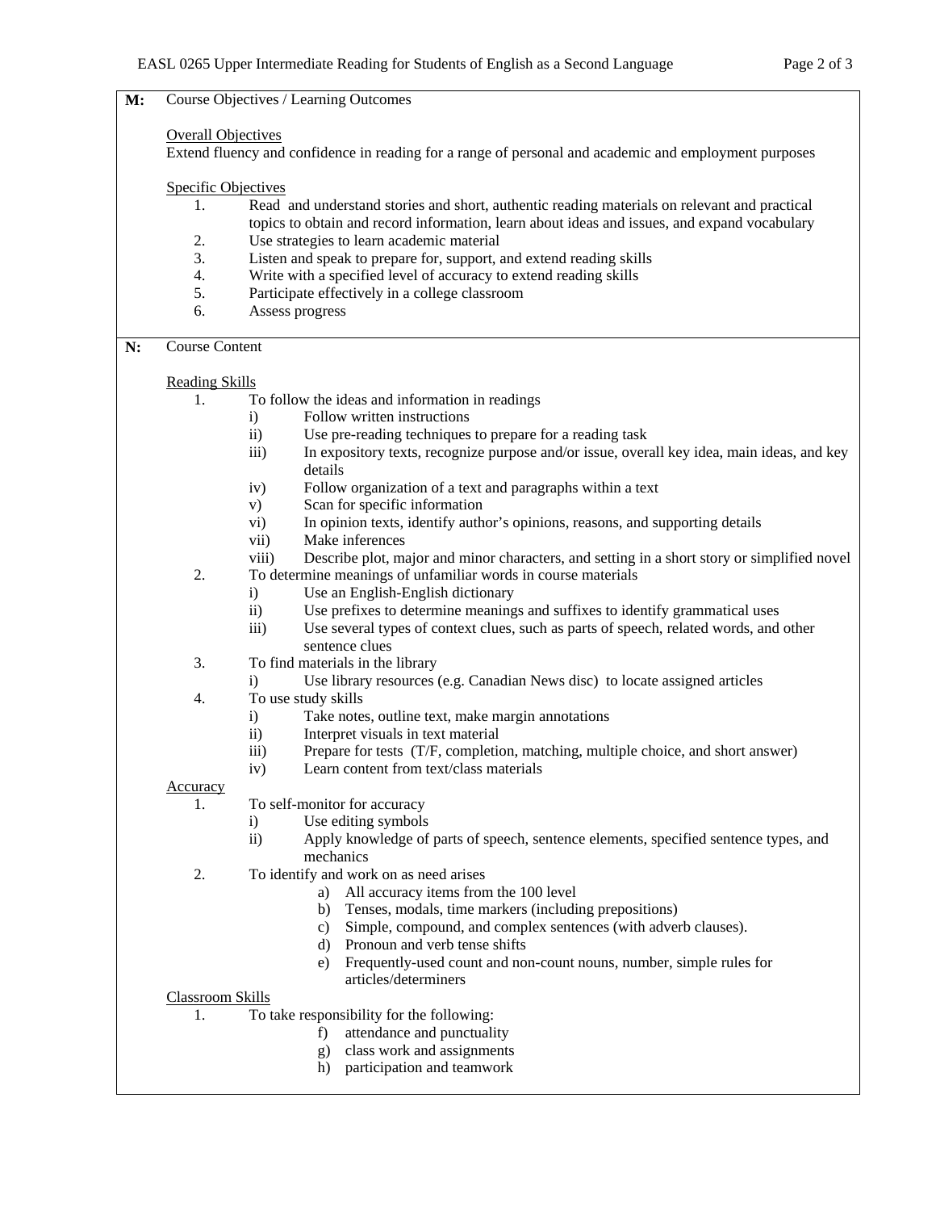**M:** Course Objectives / Learning Outcomes

Overall Objectives

Extend fluency and confidence in reading for a range of personal and academic and employment purposes

Specific Objectives

1. Read and understand stories and short, authentic reading materials on relevant and practical topics to obtain and record information, learn about ideas and issues, and expand vocabulary
2. Use strategies to learn academic material
3. Listen and speak to prepare for, support, and extend reading skills
4. Write with a specified level of accuracy to extend reading skills
5. Participate effectively in a college classroom
6. Assess progress

**N:** Course Content

Reading Skills

1. To follow the ideas and information in readings
   - i) Follow written instructions
   - ii) Use pre-reading techniques to prepare for a reading task
   - iii) In expository texts, recognize purpose and/or issue, overall key idea, main ideas, and key details
   - iv) Follow organization of a text and paragraphs within a text
   - v) Scan for specific information
   - vi) In opinion texts, identify author's opinions, reasons, and supporting details
   - vii) Make inferences
   - viii) Describe plot, major and minor characters, and setting in a short story or simplified novel
2. To determine meanings of unfamiliar words in course materials
   - i) Use an English-English dictionary
   - ii) Use prefixes to determine meanings and suffixes to identify grammatical uses
   - iii) Use several types of context clues, such as parts of speech, related words, and other sentence clues
3. To find materials in the library
   - i) Use library resources (e.g. Canadian News disc) to locate assigned articles
4. To use study skills
   - i) Take notes, outline text, make margin annotations
   - ii) Interpret visuals in text material
   - iii) Prepare for tests (T/F, completion, matching, multiple choice, and short answer)
   - iv) Learn content from text/class materials

Accuracy

1. To self-monitor for accuracy
   - i) Use editing symbols
   - ii) Apply knowledge of parts of speech, sentence elements, specified sentence types, and mechanics
2. To identify and work on as need arises
   - a) All accuracy items from the 100 level
   - b) Tenses, modals, time markers (including prepositions)
   - c) Simple, compound, and complex sentences (with adverb clauses).
   - d) Pronoun and verb tense shifts
   - e) Frequently-used count and non-count nouns, number, simple rules for articles/determiners

Classroom Skills

1. To take responsibility for the following:
   - f) attendance and punctuality
   - g) class work and assignments
   - h) participation and teamwork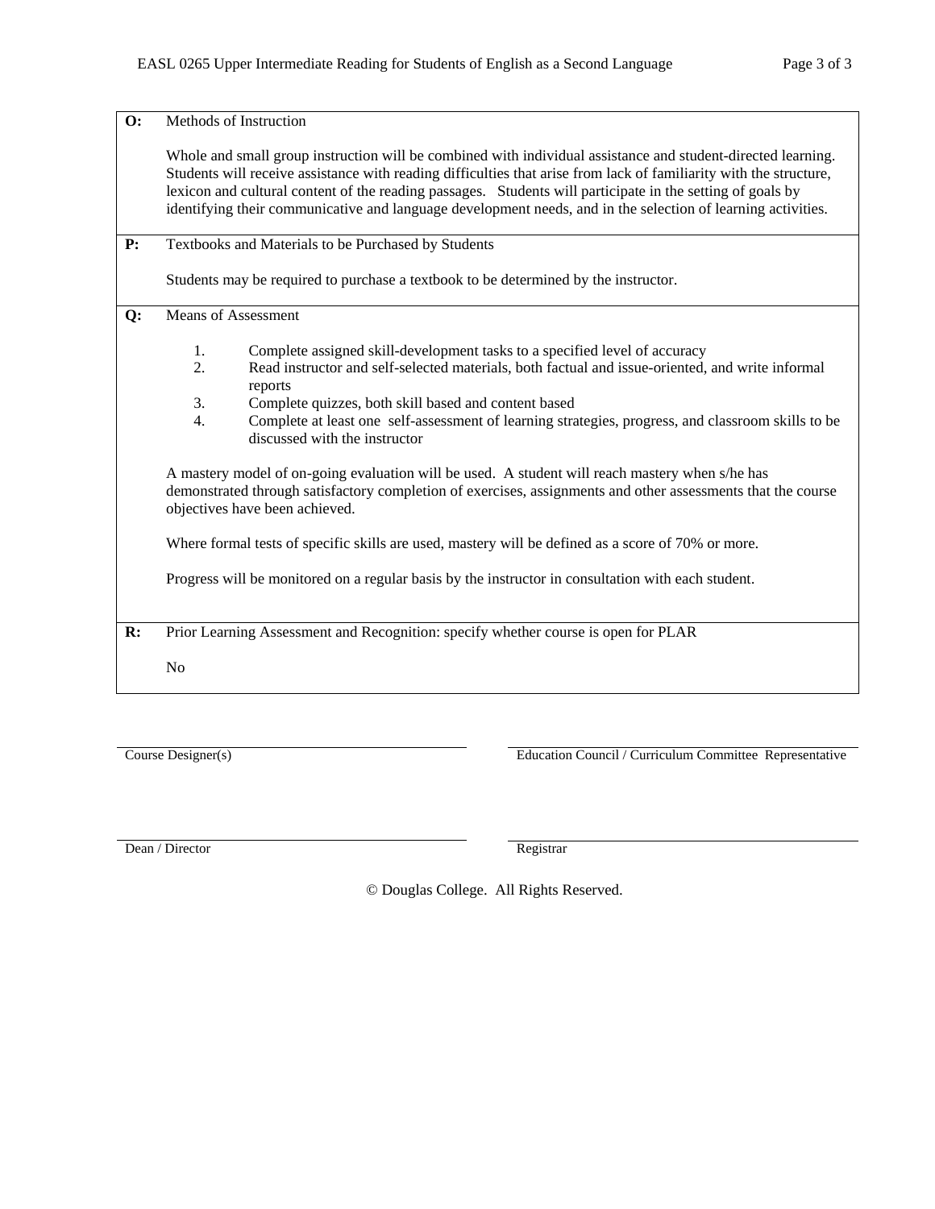**O:** Methods of Instruction

Whole and small group instruction will be combined with individual assistance and student-directed learning. Students will receive assistance with reading difficulties that arise from lack of familiarity with the structure, lexicon and cultural content of the reading passages. Students will participate in the setting of goals by identifying their communicative and language development needs, and in the selection of learning activities.

**P:** Textbooks and Materials to be Purchased by Students

Students may be required to purchase a textbook to be determined by the instructor.

**Q:** Means of Assessment

1. Complete assigned skill-development tasks to a specified level of accuracy
2. Read instructor and self-selected materials, both factual and issue-oriented, and write informal reports
3. Complete quizzes, both skill based and content based
4. Complete at least one self-assessment of learning strategies, progress, and classroom skills to be discussed with the instructor

A mastery model of on-going evaluation will be used. A student will reach mastery when s/he has demonstrated through satisfactory completion of exercises, assignments and other assessments that the course objectives have been achieved.

Where formal tests of specific skills are used, mastery will be defined as a score of 70% or more.

Progress will be monitored on a regular basis by the instructor in consultation with each student.

**R:** Prior Learning Assessment and Recognition: specify whether course is open for PLAR

No

Course Designer(s)

Education Council / Curriculum Committee Representative

Dean / Director

Registrar

© Douglas College. All Rights Reserved.